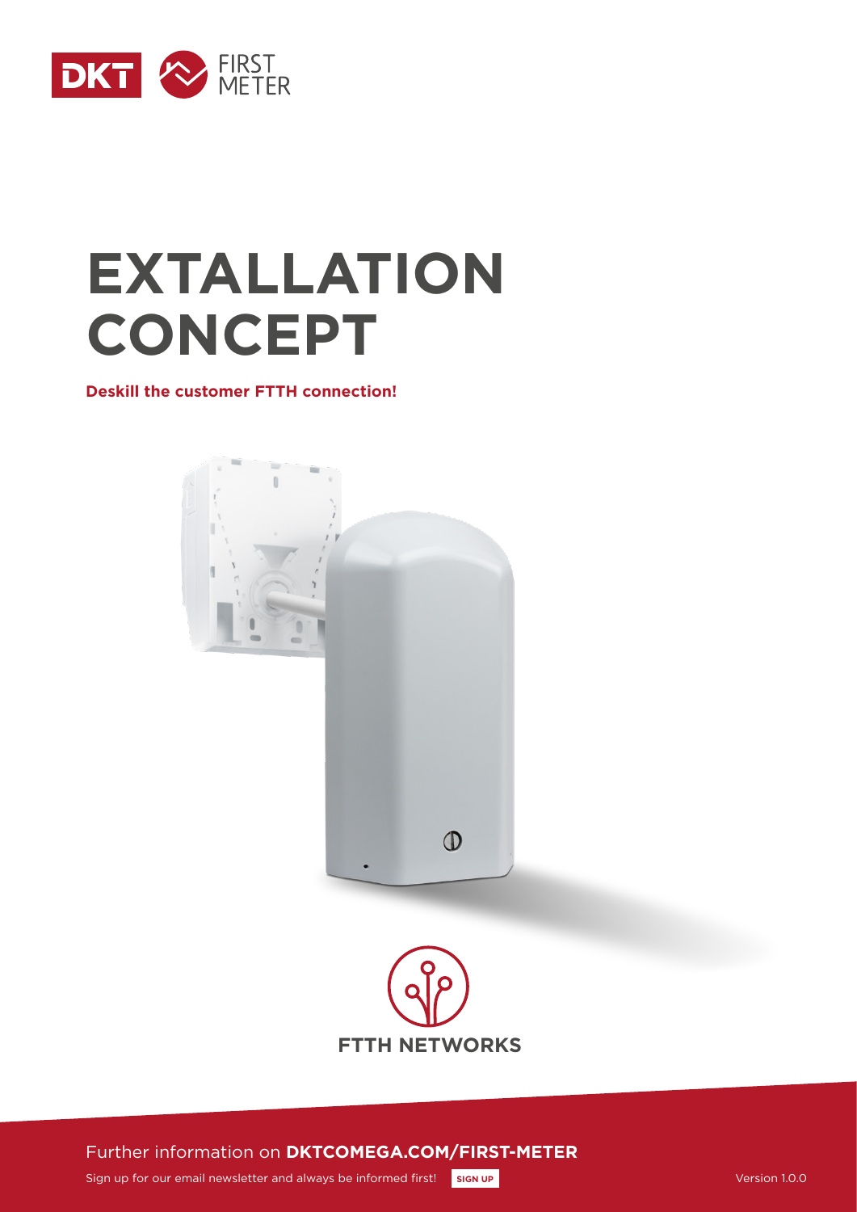DKT FIRST METER

# EXTALLATION CONCEPT

**Deskill the customer FTTH connection!**

FTTH NETWORKS

Further information on **DKTCOMEGA.COM/FIRST-METER**

Sign up for our email newsletter and always be informed first! **SIGN UP**

Version 1.0.0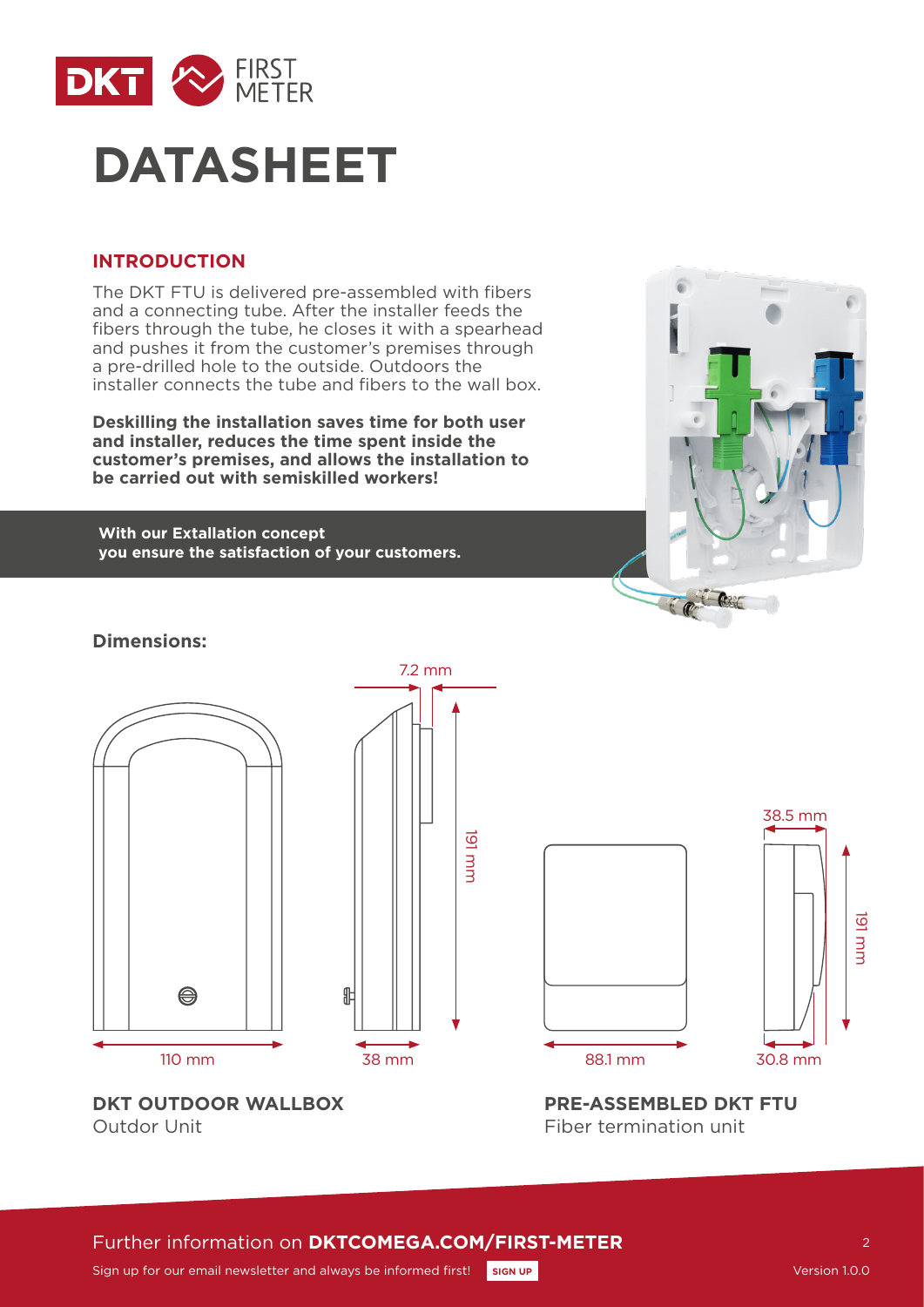# DATASHEET

## INTRODUCTION

The DKT FTU is delivered pre-assembled with fibers and a connecting tube. After the installer feeds the fibers through the tube, he closes it with a spearhead and pushes it from the customer's premises through a pre-drilled hole to the outside. Outdoors the installer connects the tube and fibers to the wall box.

**Deskilling the installation saves time for both user and installer, reduces the time spent inside the customer's premises, and allows the installation to be carried out with semiskilled workers!**

**With our Extallation concept you ensure the satisfaction of your customers.**

**Dimensions:**

7.2 mm

191 mm

110 mm

38 mm

38.5 mm

191 mm

88.1 mm

30.8 mm

**DKT OUTDOOR WALLBOX**
Outdor Unit

**PRE-ASSEMBLED DKT FTU**
Fiber termination unit

Further information on **DKTCOMEGA.COM/FIRST-METER**

Sign up for our email newsletter and always be informed first! **SIGN UP**

Version 1.0.0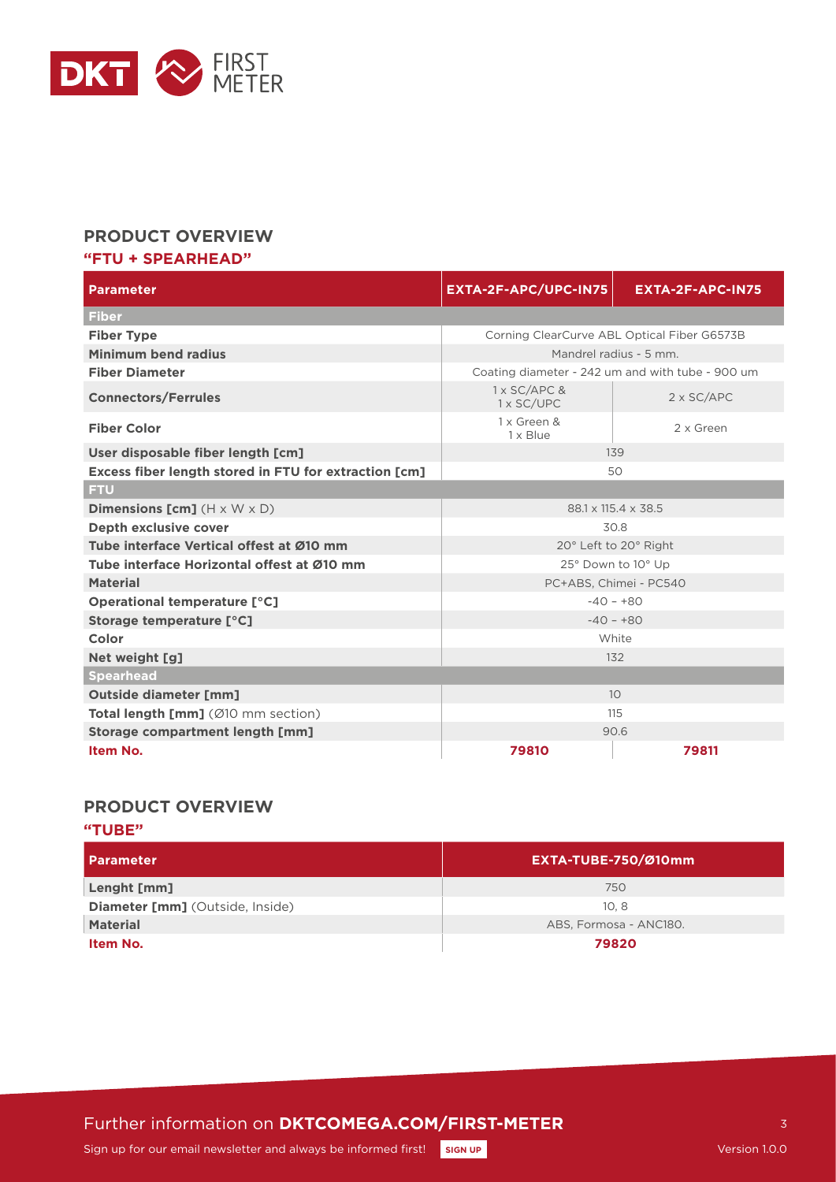## PRODUCT OVERVIEW

### "FTU + SPEARHEAD"

| Parameter | EXTA-2F-APC/UPC-IN75 | EXTA-2F-APC-IN75 |
|---|---|---|
| **Fiber** | | |
| **Fiber Type** | Corning ClearCurve ABL Optical Fiber G6573B | |
| **Minimum bend radius** | Mandrel radius - 5 mm. | |
| **Fiber Diameter** | Coating diameter - 242 um and with tube - 900 um | |
| **Connectors/Ferrules** | 1 x SC/APC & 1 x SC/UPC | 2 x SC/APC |
| **Fiber Color** | 1 x Green & 1 x Blue | 2 x Green |
| **User disposable fiber length [cm]** | 139 | |
| **Excess fiber length stored in FTU for extraction [cm]** | 50 | |
| **FTU** | | |
| **Dimensions [cm]** (H x W x D) | 88.1 x 115.4 x 38.5 | |
| **Depth exclusive cover** | 30.8 | |
| **Tube interface Vertical offest at Ø10 mm** | 20° Left to 20° Right | |
| **Tube interface Horizontal offest at Ø10 mm** | 25° Down to 10° Up | |
| **Material** | PC+ABS, Chimei - PC540 | |
| **Operational temperature [°C]** | -40 – +80 | |
| **Storage temperature [°C]** | -40 – +80 | |
| **Color** | White | |
| **Net weight [g]** | 132 | |
| **Spearhead** | | |
| **Outside diameter [mm]** | 10 | |
| **Total length [mm]** (Ø10 mm section) | 115 | |
| **Storage compartment length [mm]** | 90.6 | |
| **Item No.** | **79810** | **79811** |

## PRODUCT OVERVIEW

### "TUBE"

| Parameter | EXTA-TUBE-750/Ø10mm |
|---|---|
| **Lenght [mm]** | 750 |
| **Diameter [mm]** (Outside, Inside) | 10, 8 |
| **Material** | ABS, Formosa - ANC180. |
| **Item No.** | **79820** |

Further information on **DKTCOMEGA.COM/FIRST-METER**

Sign up for our email newsletter and always be informed first! SIGN UP

Version 1.0.0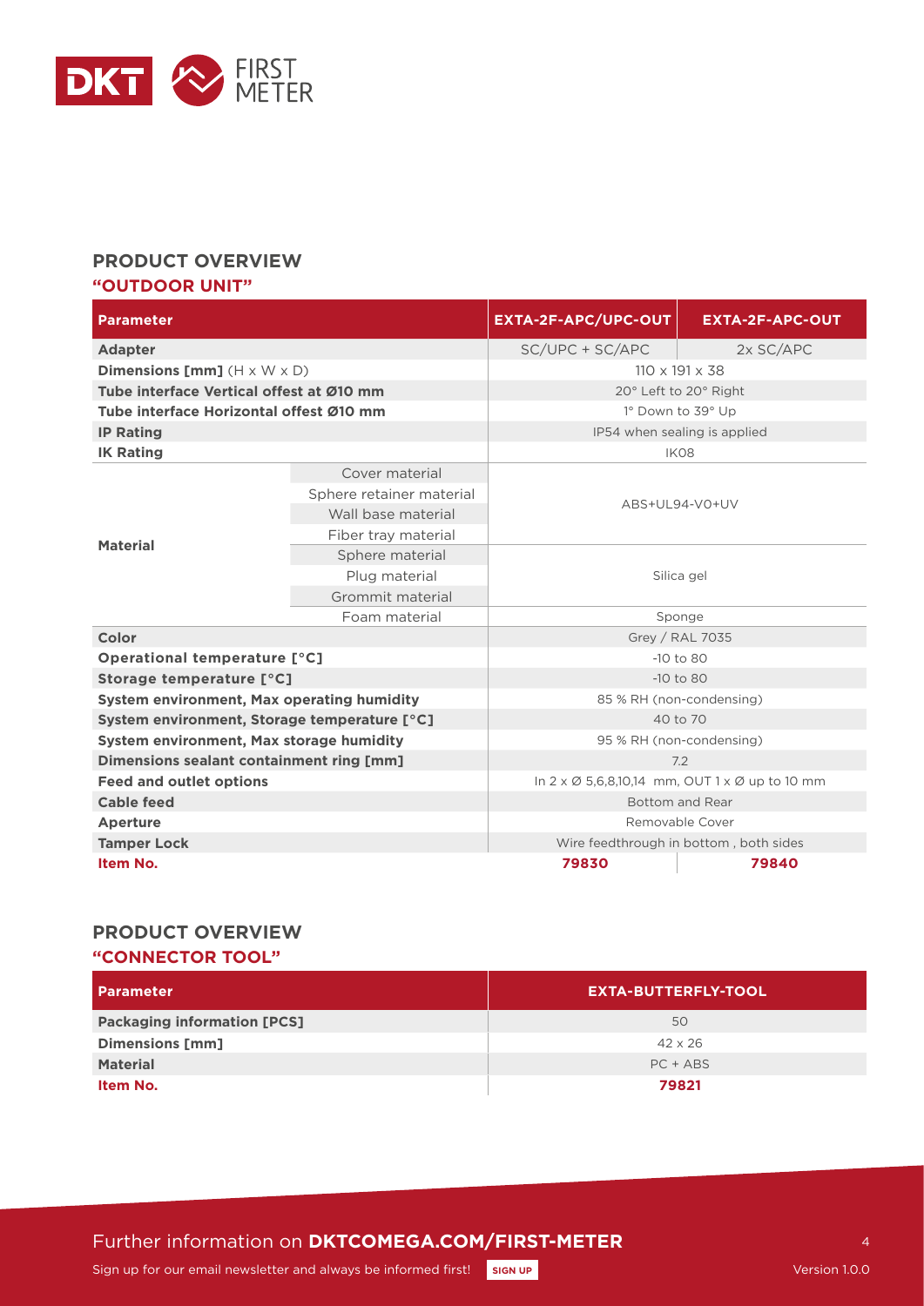## PRODUCT OVERVIEW

### "OUTDOOR UNIT"

| Parameter | | EXTA-2F-APC/UPC-OUT | EXTA-2F-APC-OUT |
|---|---|---|---|
| **Adapter** | | SC/UPC + SC/APC | 2x SC/APC |
| **Dimensions [mm]** (H x W x D) | | 110 x 191 x 38 | |
| **Tube interface Vertical offest at Ø10 mm** | | 20° Left to 20° Right | |
| **Tube interface Horizontal offest Ø10 mm** | | 1° Down to 39° Up | |
| **IP Rating** | | IP54 when sealing is applied | |
| **IK Rating** | | IK08 | |
| **Material** | Cover material | ABS+UL94-V0+UV | |
| | Sphere retainer material | | |
| | Wall base material | | |
| | Fiber tray material | | |
| | Sphere material | Silica gel | |
| | Plug material | | |
| | Grommit material | | |
| | Foam material | Sponge | |
| **Color** | | Grey / RAL 7035 | |
| **Operational temperature [°C]** | | -10 to 80 | |
| **Storage temperature [°C]** | | -10 to 80 | |
| **System environment, Max operating humidity** | | 85 % RH (non-condensing) | |
| **System environment, Storage temperature [°C]** | | 40 to 70 | |
| **System environment, Max storage humidity** | | 95 % RH (non-condensing) | |
| **Dimensions sealant containment ring [mm]** | | 7.2 | |
| **Feed and outlet options** | | In 2 x Ø 5,6,8,10,14 mm, OUT 1 x Ø up to 10 mm | |
| **Cable feed** | | Bottom and Rear | |
| **Aperture** | | Removable Cover | |
| **Tamper Lock** | | Wire feedthrough in bottom , both sides | |
| **Item No.** | | **79830** | **79840** |

## PRODUCT OVERVIEW

### "CONNECTOR TOOL"

| Parameter | EXTA-BUTTERFLY-TOOL |
|---|---|
| **Packaging information [PCS]** | 50 |
| **Dimensions [mm]** | 42 x 26 |
| **Material** | PC + ABS |
| **Item No.** | **79821** |

Further information on **DKTCOMEGA.COM/FIRST-METER**

Sign up for our email newsletter and always be informed first! **SIGN UP**

Version 1.0.0